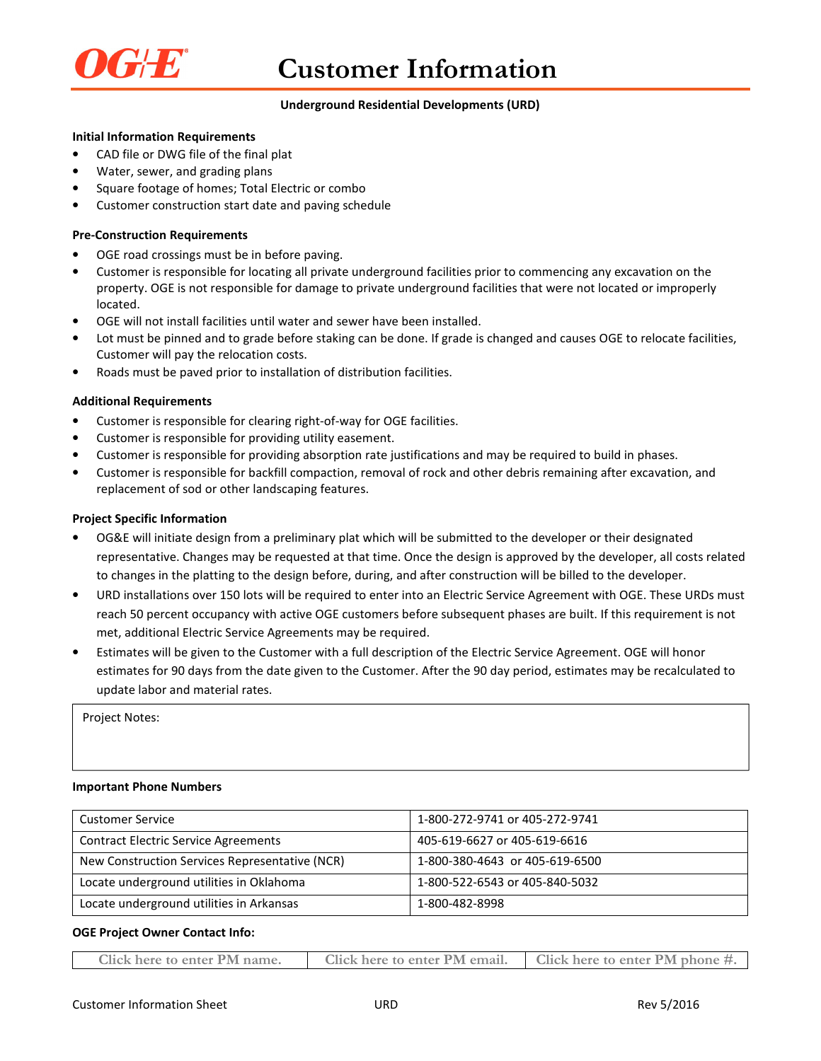# Customer Information

**Underground Residential Developments (URD)**

**Initial Information Requirements**

- CAD file or DWG file of the final plat
- Water, sewer, and grading plans
- Square footage of homes; Total Electric or combo
- Customer construction start date and paving schedule

**Pre-Construction Requirements**

- OGE road crossings must be in before paving.
- Customer is responsible for locating all private underground facilities prior to commencing any excavation on the property. OGE is not responsible for damage to private underground facilities that were not located or improperly located.
- OGE will not install facilities until water and sewer have been installed.
- Lot must be pinned and to grade before staking can be done. If grade is changed and causes OGE to relocate facilities, Customer will pay the relocation costs.
- Roads must be paved prior to installation of distribution facilities.

**Additional Requirements**

- Customer is responsible for clearing right-of-way for OGE facilities.
- Customer is responsible for providing utility easement.
- Customer is responsible for providing absorption rate justifications and may be required to build in phases.
- Customer is responsible for backfill compaction, removal of rock and other debris remaining after excavation, and replacement of sod or other landscaping features.

**Project Specific Information**

- OG&E will initiate design from a preliminary plat which will be submitted to the developer or their designated representative. Changes may be requested at that time. Once the design is approved by the developer, all costs related to changes in the platting to the design before, during, and after construction will be billed to the developer.
- URD installations over 150 lots will be required to enter into an Electric Service Agreement with OGE. These URDs must reach 50 percent occupancy with active OGE customers before subsequent phases are built. If this requirement is not met, additional Electric Service Agreements may be required.
- Estimates will be given to the Customer with a full description of the Electric Service Agreement. OGE will honor estimates for 90 days from the date given to the Customer. After the 90 day period, estimates may be recalculated to update labor and material rates.

| Project Notes: |
|---|
| |

**Important Phone Numbers**

| | |
|---|---|
| Customer Service | 1-800-272-9741 or 405-272-9741 |
| Contract Electric Service Agreements | 405-619-6627 or 405-619-6616 |
| New Construction Services Representative (NCR) | 1-800-380-4643 or 405-619-6500 |
| Locate underground utilities in Oklahoma | 1-800-522-6543 or 405-840-5032 |
| Locate underground utilities in Arkansas | 1-800-482-8998 |

**OGE Project Owner Contact Info:**

| | | |
|---|---|---|
| Click here to enter PM name. | Click here to enter PM email. | Click here to enter PM phone #. |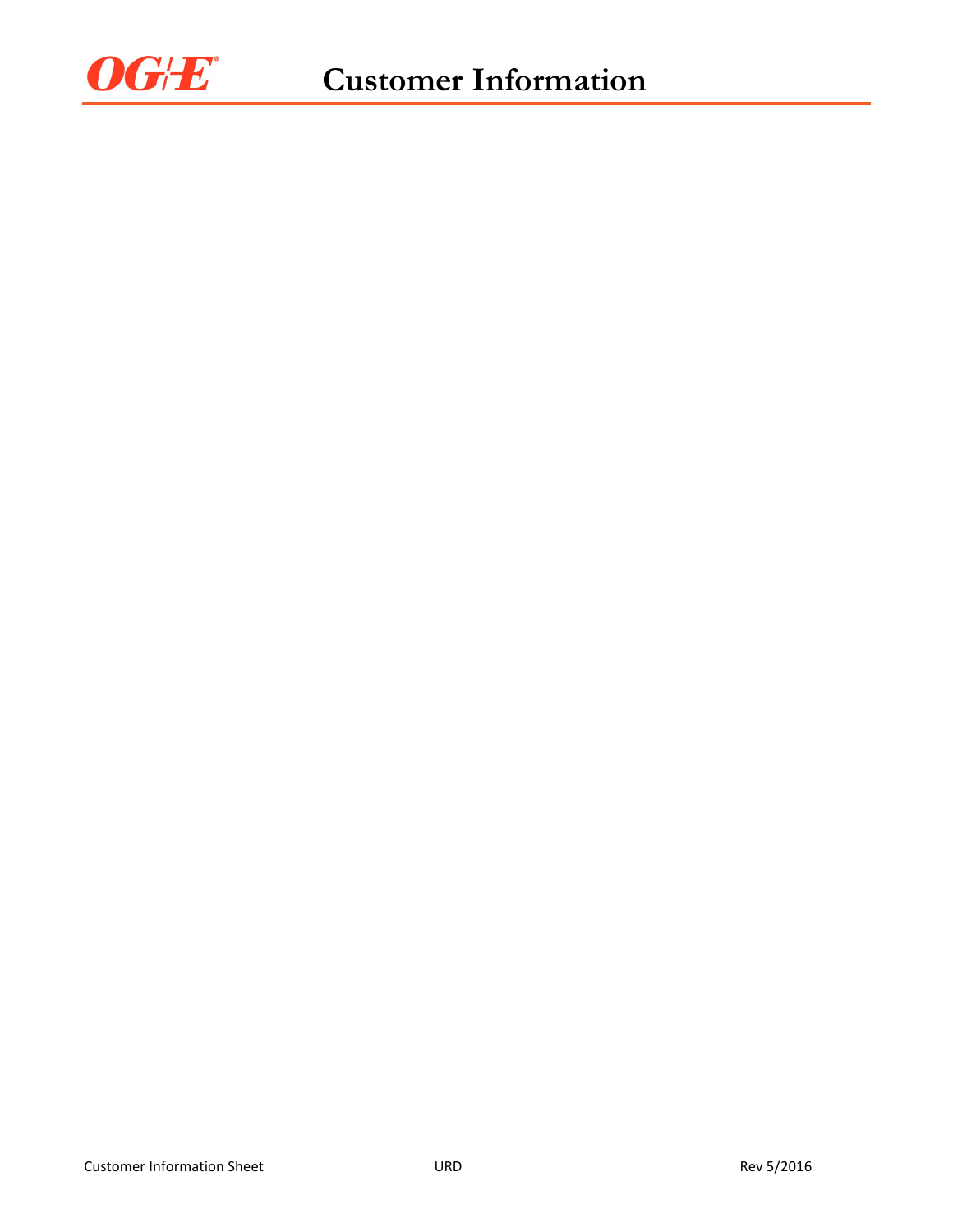# Customer Information